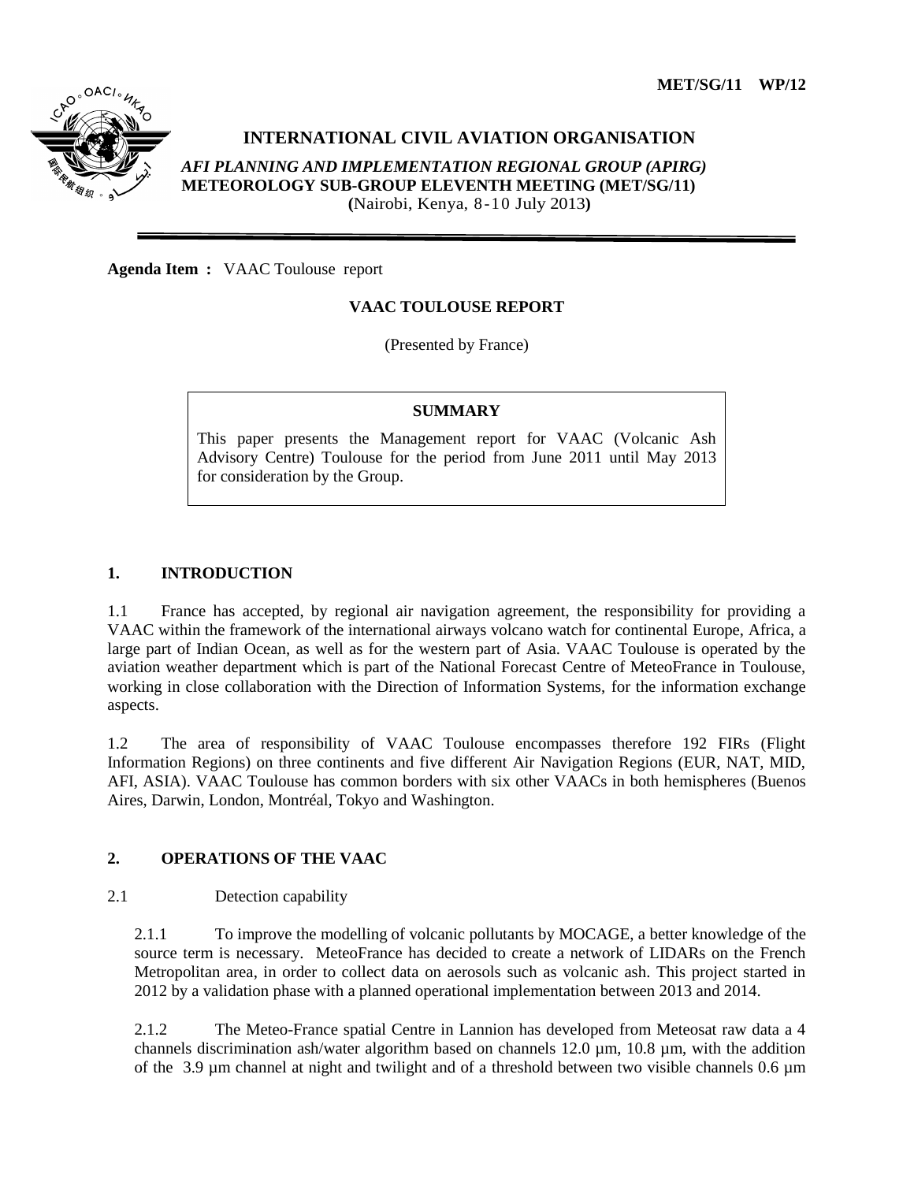MET/SG/11 WP/12

**INTERNATIONAL CIVIL AVIATION ORGANISATION**

***AFI PLANNING AND IMPLEMENTATION REGIONAL GROUP (APIRG)***
**METEOROLOGY SUB-GROUP ELEVENTH MEETING (MET/SG/11)**
**(**Nairobi, Kenya, 8-10 July 2013**)**

---

**Agenda Item :** VAAC Toulouse report

**VAAC TOULOUSE REPORT**

(Presented by France)

> **SUMMARY**
>
> This paper presents the Management report for VAAC (Volcanic Ash Advisory Centre) Toulouse for the period from June 2011 until May 2013 for consideration by the Group.

## 1. INTRODUCTION

1.1 France has accepted, by regional air navigation agreement, the responsibility for providing a VAAC within the framework of the international airways volcano watch for continental Europe, Africa, a large part of Indian Ocean, as well as for the western part of Asia. VAAC Toulouse is operated by the aviation weather department which is part of the National Forecast Centre of MeteoFrance in Toulouse, working in close collaboration with the Direction of Information Systems, for the information exchange aspects.

1.2 The area of responsibility of VAAC Toulouse encompasses therefore 192 FIRs (Flight Information Regions) on three continents and five different Air Navigation Regions (EUR, NAT, MID, AFI, ASIA). VAAC Toulouse has common borders with six other VAACs in both hemispheres (Buenos Aires, Darwin, London, Montréal, Tokyo and Washington.

## 2. OPERATIONS OF THE VAAC

2.1 Detection capability

2.1.1 To improve the modelling of volcanic pollutants by MOCAGE, a better knowledge of the source term is necessary. MeteoFrance has decided to create a network of LIDARs on the French Metropolitan area, in order to collect data on aerosols such as volcanic ash. This project started in 2012 by a validation phase with a planned operational implementation between 2013 and 2014.

2.1.2 The Meteo-France spatial Centre in Lannion has developed from Meteosat raw data a 4 channels discrimination ash/water algorithm based on channels 12.0 µm, 10.8 µm, with the addition of the 3.9 µm channel at night and twilight and of a threshold between two visible channels 0.6 µm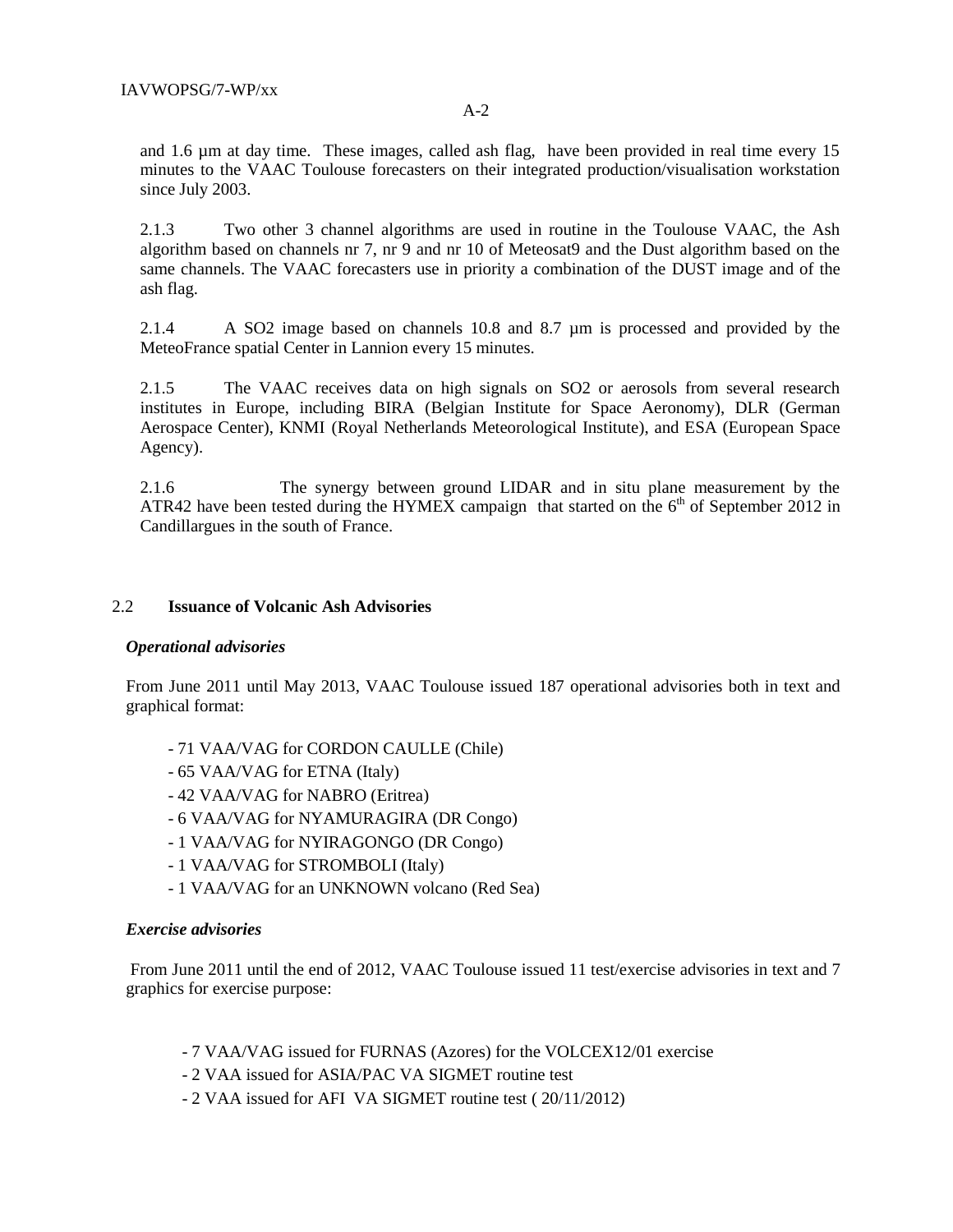and 1.6 µm at day time. These images, called ash flag, have been provided in real time every 15 minutes to the VAAC Toulouse forecasters on their integrated production/visualisation workstation since July 2003.

2.1.3 Two other 3 channel algorithms are used in routine in the Toulouse VAAC, the Ash algorithm based on channels nr 7, nr 9 and nr 10 of Meteosat9 and the Dust algorithm based on the same channels. The VAAC forecasters use in priority a combination of the DUST image and of the ash flag.

2.1.4 A SO2 image based on channels 10.8 and 8.7 µm is processed and provided by the MeteoFrance spatial Center in Lannion every 15 minutes.

2.1.5 The VAAC receives data on high signals on SO2 or aerosols from several research institutes in Europe, including BIRA (Belgian Institute for Space Aeronomy), DLR (German Aerospace Center), KNMI (Royal Netherlands Meteorological Institute), and ESA (European Space Agency).

2.1.6 The synergy between ground LIDAR and in situ plane measurement by the ATR42 have been tested during the HYMEX campaign that started on the 6th of September 2012 in Candillargues in the south of France.

## 2.2 Issuance of Volcanic Ash Advisories

***Operational advisories***

From June 2011 until May 2013, VAAC Toulouse issued 187 operational advisories both in text and graphical format:

- 71 VAA/VAG for CORDON CAULLE (Chile)
- 65 VAA/VAG for ETNA (Italy)
- 42 VAA/VAG for NABRO (Eritrea)
- 6 VAA/VAG for NYAMURAGIRA (DR Congo)
- 1 VAA/VAG for NYIRAGONGO (DR Congo)
- 1 VAA/VAG for STROMBOLI (Italy)
- 1 VAA/VAG for an UNKNOWN volcano (Red Sea)

***Exercise advisories***

From June 2011 until the end of 2012, VAAC Toulouse issued 11 test/exercise advisories in text and 7 graphics for exercise purpose:

- 7 VAA/VAG issued for FURNAS (Azores) for the VOLCEX12/01 exercise
- 2 VAA issued for ASIA/PAC VA SIGMET routine test
- 2 VAA issued for AFI VA SIGMET routine test ( 20/11/2012)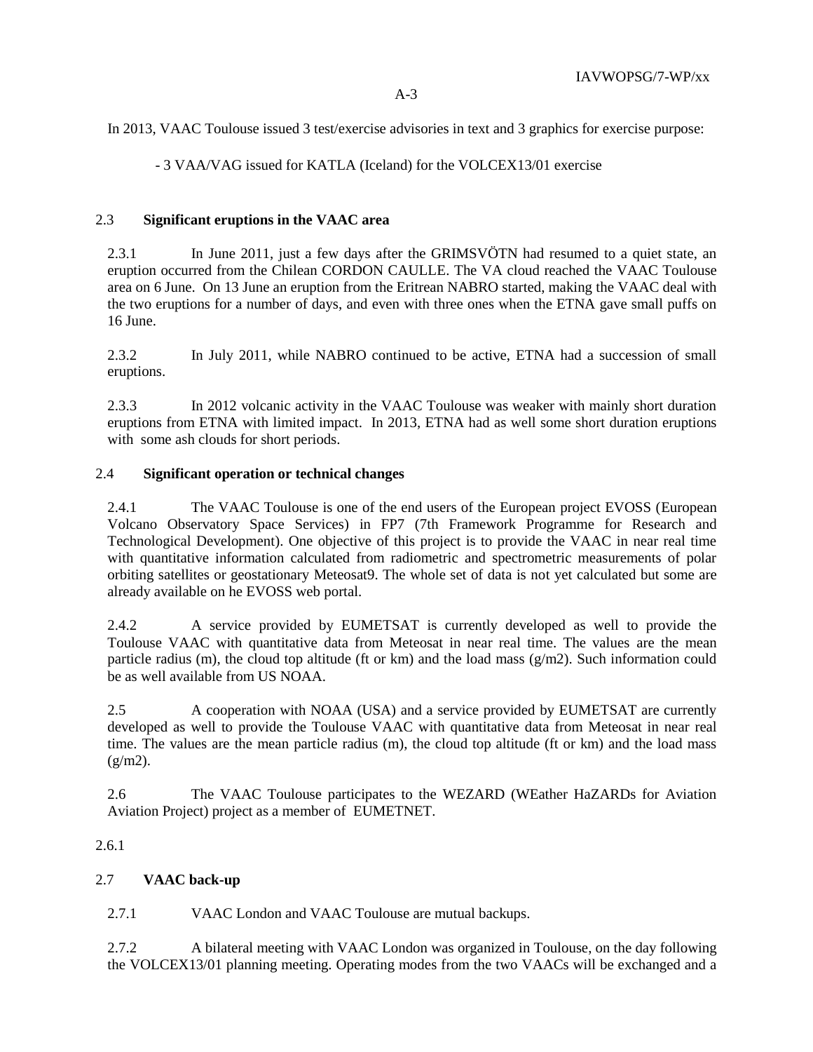In 2013, VAAC Toulouse issued 3 test/exercise advisories in text and 3 graphics for exercise purpose:

- 3 VAA/VAG issued for KATLA (Iceland) for the VOLCEX13/01 exercise

## 2.3 **Significant eruptions in the VAAC area**

2.3.1 In June 2011, just a few days after the GRIMSVÖTN had resumed to a quiet state, an eruption occurred from the Chilean CORDON CAULLE. The VA cloud reached the VAAC Toulouse area on 6 June. On 13 June an eruption from the Eritrean NABRO started, making the VAAC deal with the two eruptions for a number of days, and even with three ones when the ETNA gave small puffs on 16 June.

2.3.2 In July 2011, while NABRO continued to be active, ETNA had a succession of small eruptions.

2.3.3 In 2012 volcanic activity in the VAAC Toulouse was weaker with mainly short duration eruptions from ETNA with limited impact. In 2013, ETNA had as well some short duration eruptions with some ash clouds for short periods.

## 2.4 **Significant operation or technical changes**

2.4.1 The VAAC Toulouse is one of the end users of the European project EVOSS (European Volcano Observatory Space Services) in FP7 (7th Framework Programme for Research and Technological Development). One objective of this project is to provide the VAAC in near real time with quantitative information calculated from radiometric and spectrometric measurements of polar orbiting satellites or geostationary Meteosat9. The whole set of data is not yet calculated but some are already available on he EVOSS web portal.

2.4.2 A service provided by EUMETSAT is currently developed as well to provide the Toulouse VAAC with quantitative data from Meteosat in near real time. The values are the mean particle radius (m), the cloud top altitude (ft or km) and the load mass (g/m2). Such information could be as well available from US NOAA.

2.5 A cooperation with NOAA (USA) and a service provided by EUMETSAT are currently developed as well to provide the Toulouse VAAC with quantitative data from Meteosat in near real time. The values are the mean particle radius (m), the cloud top altitude (ft or km) and the load mass (g/m2).

2.6 The VAAC Toulouse participates to the WEZARD (WEather HaZARDs for Aviation Aviation Project) project as a member of EUMETNET.

2.6.1

## 2.7 **VAAC back-up**

2.7.1 VAAC London and VAAC Toulouse are mutual backups.

2.7.2 A bilateral meeting with VAAC London was organized in Toulouse, on the day following the VOLCEX13/01 planning meeting. Operating modes from the two VAACs will be exchanged and a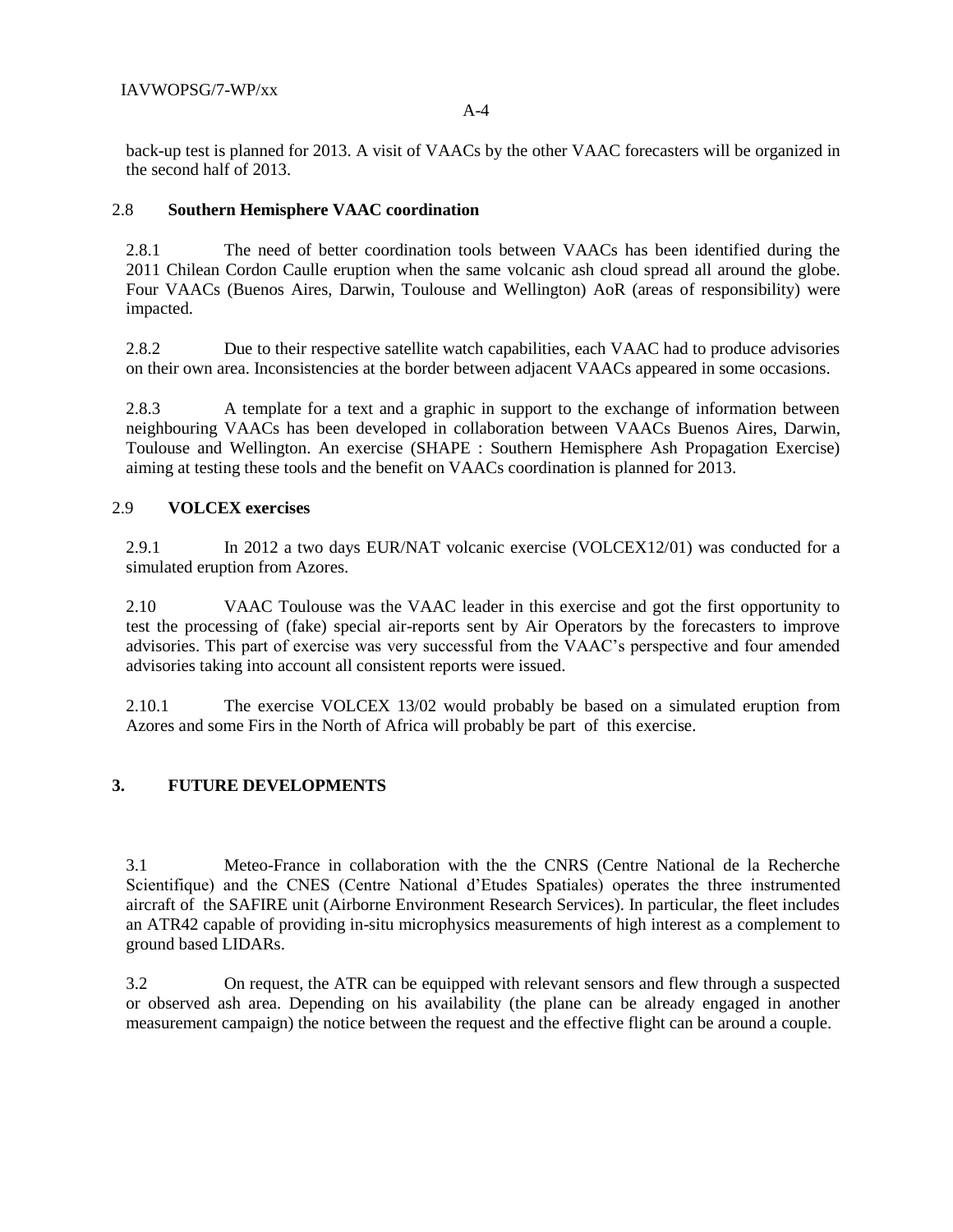back-up test is planned for 2013. A visit of VAACs by the other VAAC forecasters will be organized in the second half of 2013.

### 2.8 Southern Hemisphere VAAC coordination

2.8.1 The need of better coordination tools between VAACs has been identified during the 2011 Chilean Cordon Caulle eruption when the same volcanic ash cloud spread all around the globe. Four VAACs (Buenos Aires, Darwin, Toulouse and Wellington) AoR (areas of responsibility) were impacted.

2.8.2 Due to their respective satellite watch capabilities, each VAAC had to produce advisories on their own area. Inconsistencies at the border between adjacent VAACs appeared in some occasions.

2.8.3 A template for a text and a graphic in support to the exchange of information between neighbouring VAACs has been developed in collaboration between VAACs Buenos Aires, Darwin, Toulouse and Wellington. An exercise (SHAPE : Southern Hemisphere Ash Propagation Exercise) aiming at testing these tools and the benefit on VAACs coordination is planned for 2013.

### 2.9 VOLCEX exercises

2.9.1 In 2012 a two days EUR/NAT volcanic exercise (VOLCEX12/01) was conducted for a simulated eruption from Azores.

2.10 VAAC Toulouse was the VAAC leader in this exercise and got the first opportunity to test the processing of (fake) special air-reports sent by Air Operators by the forecasters to improve advisories. This part of exercise was very successful from the VAAC's perspective and four amended advisories taking into account all consistent reports were issued.

2.10.1 The exercise VOLCEX 13/02 would probably be based on a simulated eruption from Azores and some Firs in the North of Africa will probably be part of this exercise.

## 3. FUTURE DEVELOPMENTS

3.1 Meteo-France in collaboration with the the CNRS (Centre National de la Recherche Scientifique) and the CNES (Centre National d'Etudes Spatiales) operates the three instrumented aircraft of the SAFIRE unit (Airborne Environment Research Services). In particular, the fleet includes an ATR42 capable of providing in-situ microphysics measurements of high interest as a complement to ground based LIDARs.

3.2 On request, the ATR can be equipped with relevant sensors and flew through a suspected or observed ash area. Depending on his availability (the plane can be already engaged in another measurement campaign) the notice between the request and the effective flight can be around a couple.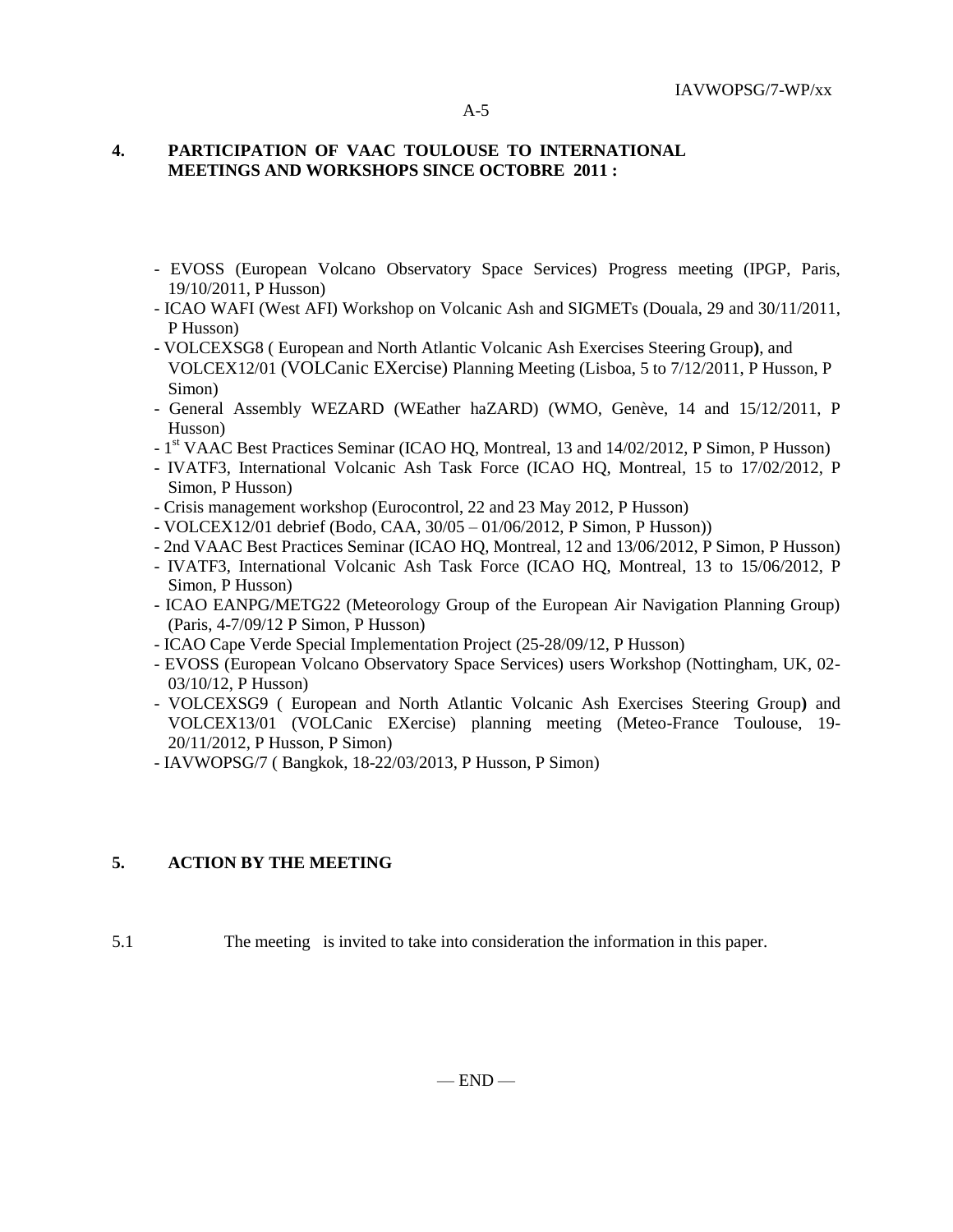## 4. PARTICIPATION OF VAAC TOULOUSE TO INTERNATIONAL MEETINGS AND WORKSHOPS SINCE OCTOBRE 2011 :

- EVOSS (European Volcano Observatory Space Services) Progress meeting (IPGP, Paris, 19/10/2011, P Husson)
- ICAO WAFI (West AFI) Workshop on Volcanic Ash and SIGMETs (Douala, 29 and 30/11/2011, P Husson)
- VOLCEXSG8 ( European and North Atlantic Volcanic Ash Exercises Steering Group**)**, and VOLCEX12/01 (VOLCanic EXercise) Planning Meeting (Lisboa, 5 to 7/12/2011, P Husson, P Simon)
- General Assembly WEZARD (WEather haZARD) (WMO, Genève, 14 and 15/12/2011, P Husson)
- 1st VAAC Best Practices Seminar (ICAO HQ, Montreal, 13 and 14/02/2012, P Simon, P Husson)
- IVATF3, International Volcanic Ash Task Force (ICAO HQ, Montreal, 15 to 17/02/2012, P Simon, P Husson)
- Crisis management workshop (Eurocontrol, 22 and 23 May 2012, P Husson)
- VOLCEX12/01 debrief (Bodo, CAA, 30/05 – 01/06/2012, P Simon, P Husson))
- 2nd VAAC Best Practices Seminar (ICAO HQ, Montreal, 12 and 13/06/2012, P Simon, P Husson)
- IVATF3, International Volcanic Ash Task Force (ICAO HQ, Montreal, 13 to 15/06/2012, P Simon, P Husson)
- ICAO EANPG/METG22 (Meteorology Group of the European Air Navigation Planning Group) (Paris, 4-7/09/12 P Simon, P Husson)
- ICAO Cape Verde Special Implementation Project (25-28/09/12, P Husson)
- EVOSS (European Volcano Observatory Space Services) users Workshop (Nottingham, UK, 02-03/10/12, P Husson)
- VOLCEXSG9 ( European and North Atlantic Volcanic Ash Exercises Steering Group**)** and VOLCEX13/01 (VOLCanic EXercise) planning meeting (Meteo-France Toulouse, 19-20/11/2012, P Husson, P Simon)
- IAVWOPSG/7 ( Bangkok, 18-22/03/2013, P Husson, P Simon)

## 5. ACTION BY THE MEETING

5.1 The meeting is invited to take into consideration the information in this paper.

— END —